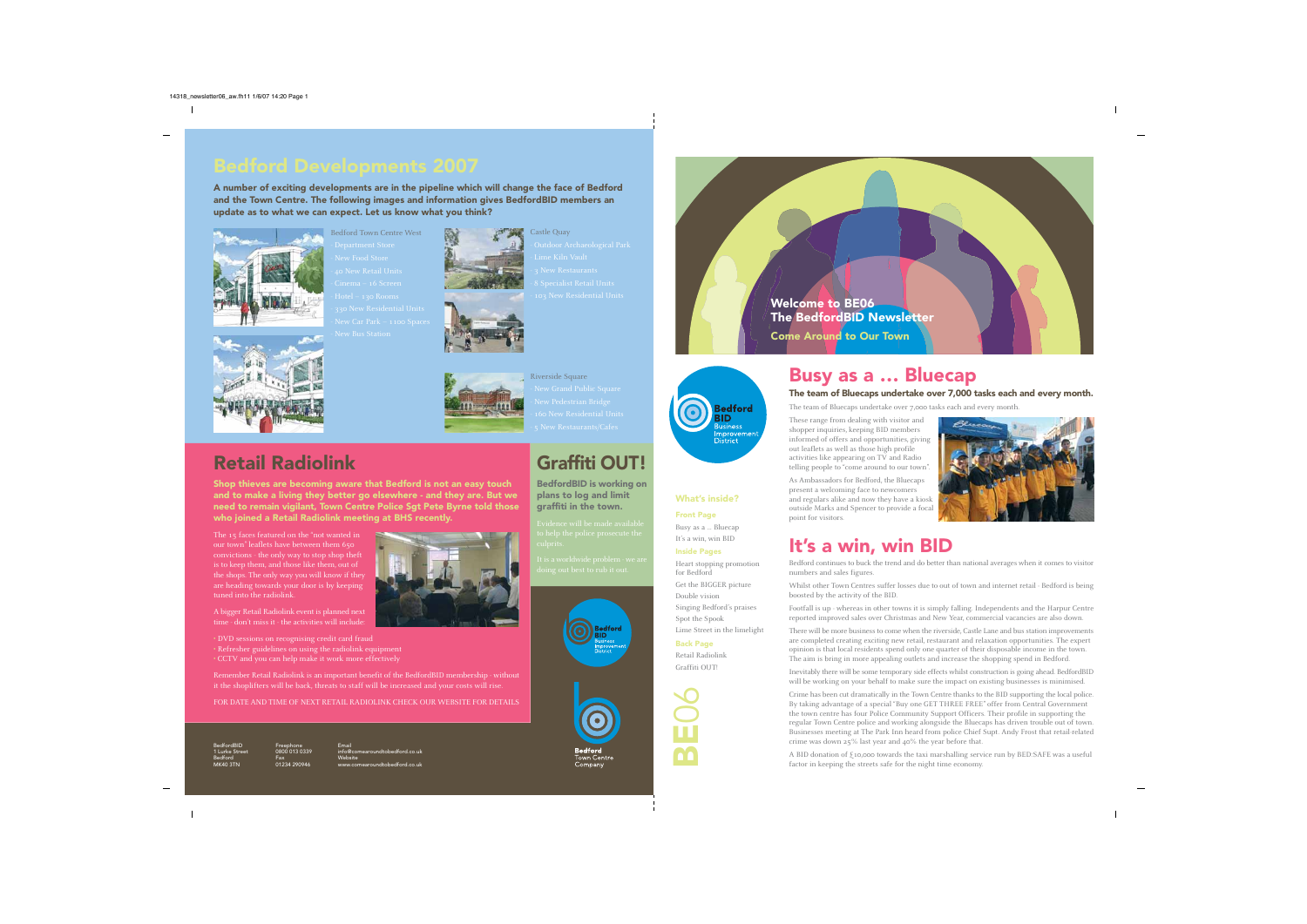# Bedford Developments 2007

**A number of exciting developments are in the pipeline which will change the face of Bedford and the Town Centre. The following images and information gives BedfordBID members an update as to what we can expect. Let us know what you think?**

Bedford Town Centre West

- Department Store
- New Food Store
- 40 New Retail Units
- Cinema – 16 Screen
- Hotel – 130 Rooms
- 330 New Residential Units
- New Car Park – 1100 Spaces
- New Bus Station

Castle Quay

- Outdoor Archaeological Park
- Lime Kiln Vault
- 3 New Restaurants
- 8 Specialist Retail Units
- 103 New Residential Units

Riverside Square

- New Grand Public Square
- New Pedestrian Bridge
- 160 New Residential Units
- 5 New Restaurants/Cafes

## Retail Radiolink

**Shop thieves are becoming aware that Bedford is not an easy touch and to make a living they better go elsewhere - and they are. But we need to remain vigilant, Town Centre Police Sgt Pete Byrne told those who joined a Retail Radiolink meeting at BHS recently.**

The 15 faces featured on the "not wanted in our town" leaflets have between them 650 convictions - the only way to stop shop theft is to keep them, and those like them, out of the shops. The only way you will know if they are heading towards your door is by keeping tuned into the radiolink.

A bigger Retail Radiolink event is planned next time - don't miss it - the activities will include:

- DVD sessions on recognising credit card fraud
- Refresher guidelines on using the radiolink equipment
- CCTV and you can help make it work more effectively

Remember Retail Radiolink is an important benefit of the BedfordBID membership - without it the shoplifters will be back, threats to staff will be increased and your costs will rise.

FOR DATE AND TIME OF NEXT RETAIL RADIOLINK CHECK OUR WEBSITE FOR DETAILS

## Graffiti OUT!

**BedfordBID is working on plans to log and limit graffiti in the town.**

Evidence will be made available to help the police prosecute the culprits.

It is a worldwide problem - we are doing out best to rub it out.

BedfordBID
1 Lurke Street
Bedford
MK40 3TN

Freephone
0800 013 0339
Fax
01234 290946

Email
info@comearoundtobedford.co.uk
Website
www.comearoundtobedford.co.uk

Bedford Town Centre Company

**Welcome to BE06**
**The BedfordBID Newsletter**
**Come Around to Our Town**

Bedford BID Business Improvement District

### What's inside?

**Front Page**
Busy as a ... Bluecap
It's a win, win BID

**Inside Pages**
Heart stopping promotion for Bedford
Get the BIGGER picture
Double vision
Singing Bedford's praises
Spot the Spook
Lime Street in the limelight

**Back Page**
Retail Radiolink
Graffiti OUT!

BE06

## Busy as a ... Bluecap

**The team of Bluecaps undertake over 7,000 tasks each and every month.**

The team of Bluecaps undertake over 7,000 tasks each and every month.

These range from dealing with visitor and shopper inquiries, keeping BID members informed of offers and opportunities, giving out leaflets as well as those high profile activities like appearing on TV and Radio telling people to "come around to our town".

As Ambassadors for Bedford, the Bluecaps present a welcoming face to newcomers and regulars alike and now they have a kiosk outside Marks and Spencer to provide a focal point for visitors.

## It's a win, win BID

Bedford continues to buck the trend and do better than national averages when it comes to visitor numbers and sales figures.

Whilst other Town Centres suffer losses due to out of town and internet retail - Bedford is being boosted by the activity of the BID.

Footfall is up - whereas in other towns it is simply falling. Independents and the Harpur Centre reported improved sales over Christmas and New Year, commercial vacancies are also down.

There will be more business to come when the riverside, Castle Lane and bus station improvements are completed creating exciting new retail, restaurant and relaxation opportunities. The expert opinion is that local residents spend only one quarter of their disposable income in the town. The aim is bring in more appealing outlets and increase the shopping spend in Bedford.

Inevitably there will be some temporary side effects whilst construction is going ahead. BedfordBID will be working on your behalf to make sure the impact on existing businesses is minimised.

Crime has been cut dramatically in the Town Centre thanks to the BID supporting the local police. By taking advantage of a special "Buy one GET THREE FREE" offer from Central Government the town centre has four Police Community Support Officers. Their profile in supporting the regular Town Centre police and working alongside the Bluecaps has driven trouble out of town. Businesses meeting at The Park Inn heard from police Chief Supt. Andy Frost that retail related crime was down 25% last year and 40% the year before that.

A BID donation of £10,000 towards the taxi marshalling service run by BED:SAFE was a useful factor in keeping the streets safe for the night time economy.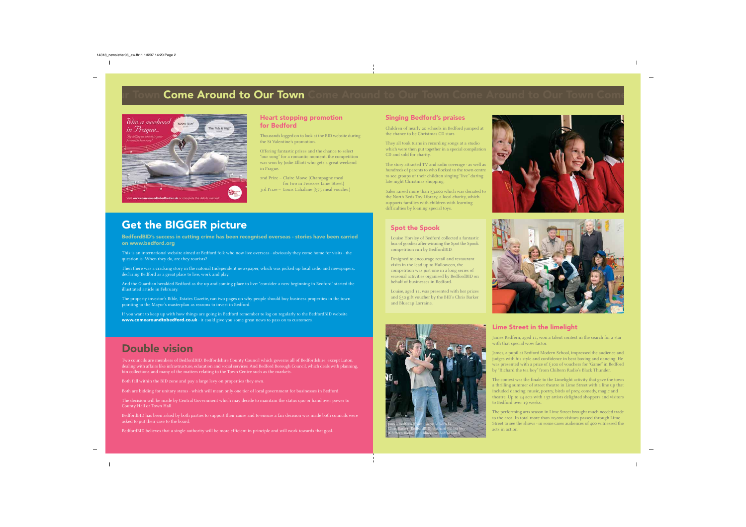# Come Around to Our Town

## Heart stopping promotion for Bedford

Thousands logged on to look at the BID website during the St Valentine's promotion.

Offering fantastic prizes and the chance to select "our song" for a romantic moment, the competition was won by Jodie Elliott who gets a great weekend in Prague.

2nd Prize – Claire Mowe (Champagne meal for two in Frescoes Lime Street)
3rd Prize – Louis Cahalane (£75 meal voucher)

## Singing Bedford's praises

Children of nearly 20 schools in Bedford jumped at the chance to be Christmas CD stars.

They all took turns in recording songs at a studio which were then put together in a special compilation CD and sold for charity.

The story attracted TV and radio coverage - as well as hundreds of parents to who flocked to the town centre to see groups of their children singing "live" during late night Christmas shopping.

Sales raised more than £3,000 which was donated to the North Beds Toy Library, a local charity, which supports families with children with learning difficulties by loaning special toys.

## Get the BIGGER picture

**BedfordBID's success in cutting crime has been recognised overseas - stories have been carried on www.bedford.org**

This is an international website aimed at Bedford folk who now live overseas - obviously they come home for visits - the question is: When they do, are they tourists?

Then there was a cracking story in the natonal Independent newspaper, which was picked up local radio and newspapers, declaring Bedford as a great place to live, work and play.

And the Guardian heralded Bedford as the up and coming place to live: "consider a new beginning in Bedford" started the illustrated article in February.

The property investor's Bible, Estates Gazette, ran two pages on why people should buy business properties in the town pointing to the Mayor's masterplan as reasons to invest in Bedford.

If you want to keep up with how things are going in Bedford remember to log on regularly to the BedfordBID website **www.comearoundtobedford.co.uk** - it could give you some great news to pass on to customers.

## Spot the Spook

Louise Horsley of Bedford collected a fantastic box of goodies after winning the Spot the Spook competition run by BedfordBID.

Designed to encourage retail and restaurant visits in the lead up to Halloween, the competition was just one in a long series of seasonal activities organised by BedfordBID on behalf of businesses in Bedford.

Louise, aged 11, was presented with her prizes and £50 gift voucher by the BID's Chris Barker and Bluecap Lorraine.

## Double vision

Two councils are members of BedfordBID. Bedfordshire County Council which governs all of Bedfordshire, except Luton, dealing with affairs like infrastructure, education and social services. And Bedford Borough Council, which deals with planning, bin collections and many of the matters relating to the Town Centre such as the markets.

Both fall within the BID zone and pay a large levy on properties they own.

Both are bidding for unitary status - which will mean only one tier of local government for businesses in Bedford.

The decision will be made by Central Government which may decide to maintain the status quo or hand over power to County Hall or Town Hall.

BedfordBID has been asked by both parties to support their cause and to ensure a fair decision was made both councils were asked to put their case to the board.

BedfordBID believes that a single authority will be more efficient in principle and will work towards that goal.

## Lime Street in the limelight

James Redfern, aged 11, won a talent contest in the search for a star with that special wow factor.

James, a pupil at Bedford Modern School, impressed the audience and judges with his style and confidence in beat boxing and dancing. He was presented with a prize of £100 of vouchers for "Game" in Bedford by "Richard the tea boy" from Chiltern Radio's Black Thunder.

The contest was the finale to the Limelight activity that gave the town a thrilling summer of street theatre in Lime Street with a line up that included dancing, music, poetry, birds of prey, comedy, magic and theatre. Up to 24 acts with 137 artists delighted shoppers and visitors to Bedford over 19 weeks.

The performing arts season in Lime Street brought much needed trade to the area. In total more than 20,000 visitors passed through Lime Street to see the shows - in some cases audiences of 400 witnessed the acts in action

James Redfern (front) pictured with l-r Chris Barker (BedfordBID), Richard the tea boy (Chiltern Radio) and Bluecaps (BedfordBID).